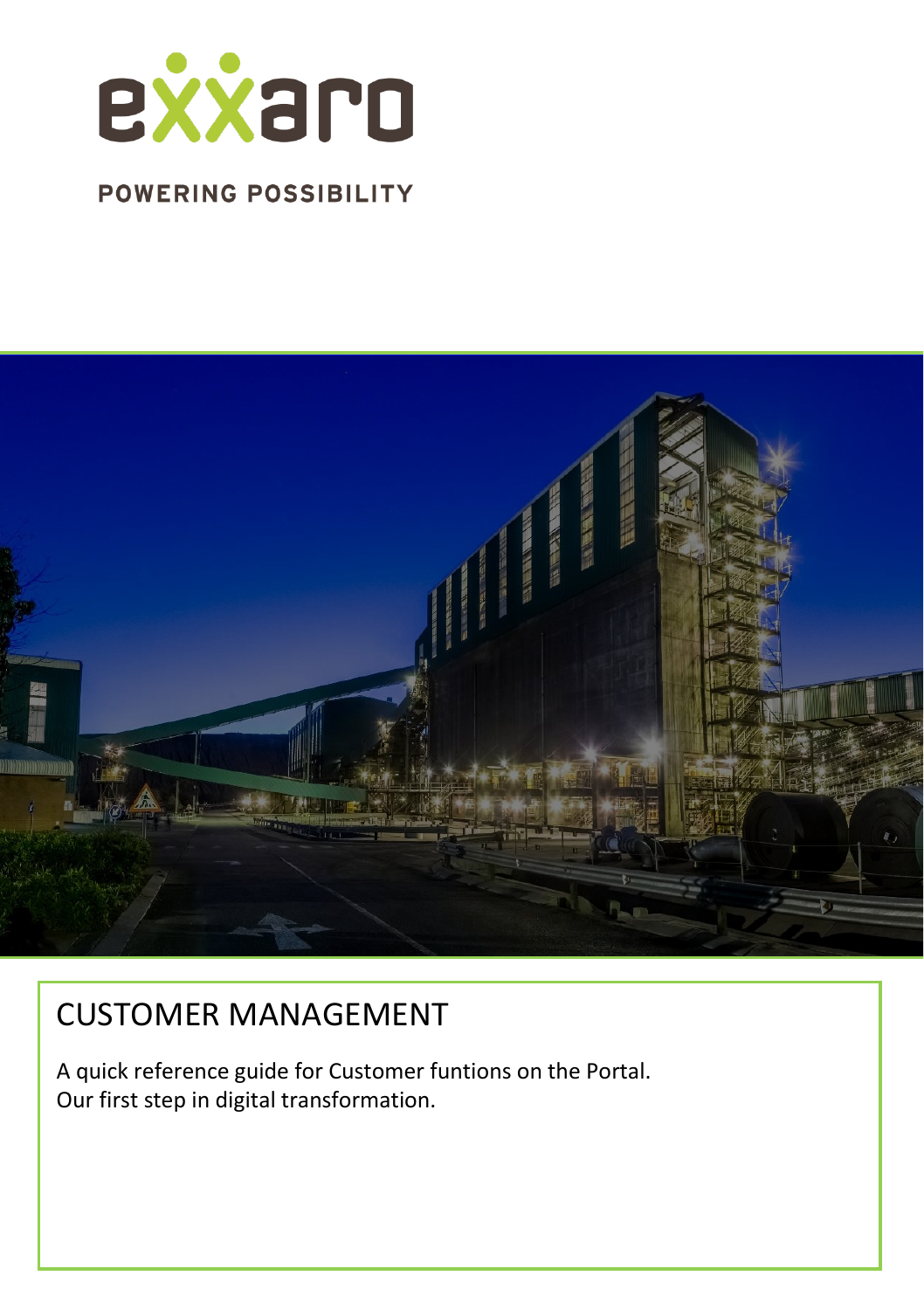exxaro

POWERING POSSIBILITY

# CUSTOMER MANAGEMENT

A quick reference guide for Customer funtions on the Portal.
Our first step in digital transformation.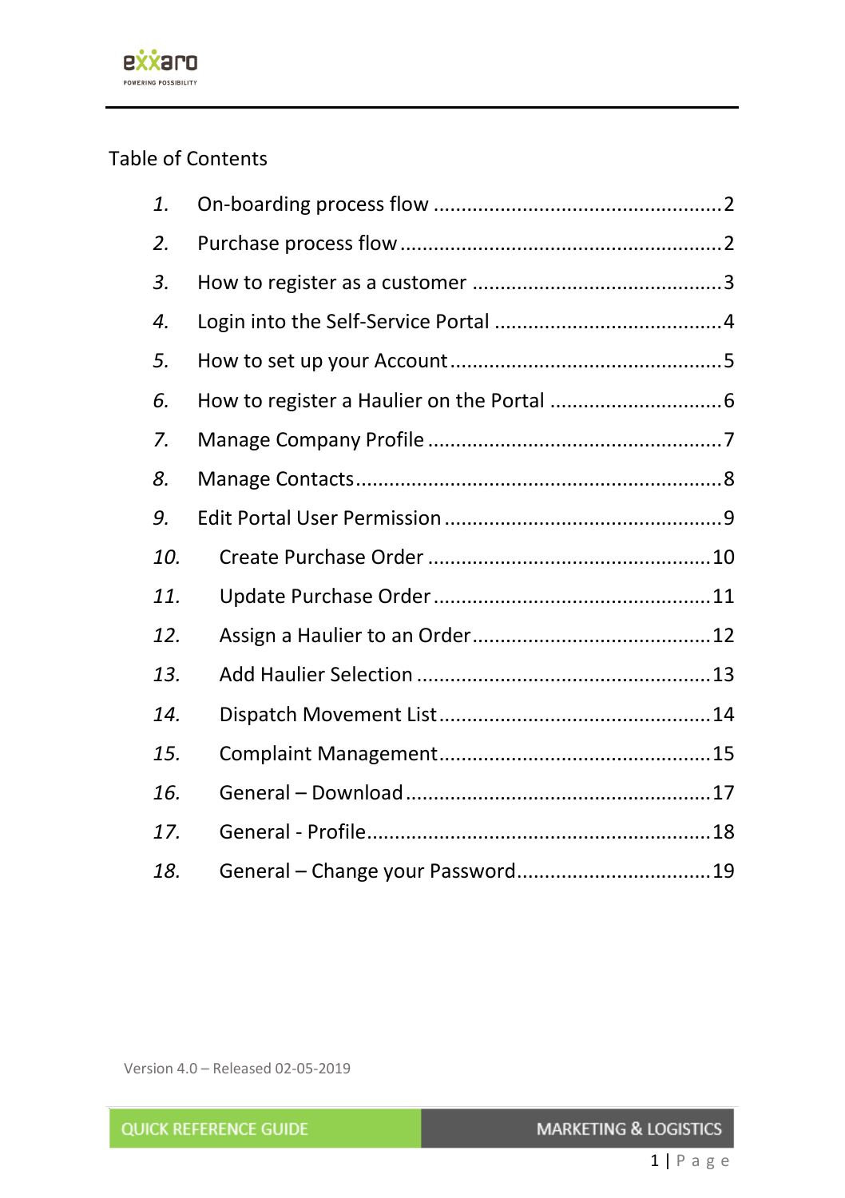Table of Contents

1. On-boarding process flow .................................................... 2
2. Purchase process flow ....................................................... 2
3. How to register as a customer ............................................ 3
4. Login into the Self-Service Portal ........................................ 4
5. How to set up your Account ................................................ 5
6. How to register a Haulier on the Portal ............................... 6
7. Manage Company Profile .................................................... 7
8. Manage Contacts ................................................................ 8
9. Edit Portal User Permission ................................................ 9
10. Create Purchase Order .................................................... 10
11. Update Purchase Order ................................................... 11
12. Assign a Haulier to an Order ........................................... 12
13. Add Haulier Selection ..................................................... 13
14. Dispatch Movement List .................................................. 14
15. Complaint Management ................................................... 15
16. General – Download ........................................................ 17
17. General - Profile .............................................................. 18
18. General – Change your Password .................................... 19

Version 4.0 – Released 02-05-2019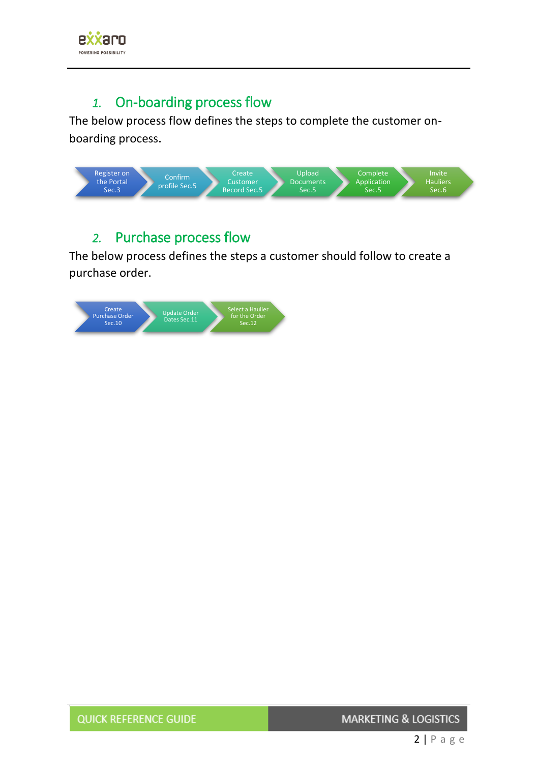## 1. On-boarding process flow

The below process flow defines the steps to complete the customer on-boarding process.

Register on the Portal Sec.3 → Confirm profile Sec.5 → Create Customer Record Sec.5 → Upload Documents Sec.5 → Complete Application Sec.5 → Invite Hauliers Sec.6

## 2. Purchase process flow

The below process defines the steps a customer should follow to create a purchase order.

Create Purchase Order Sec.10 → Update Order Dates Sec.11 → Select a Haulier for the Order Sec.12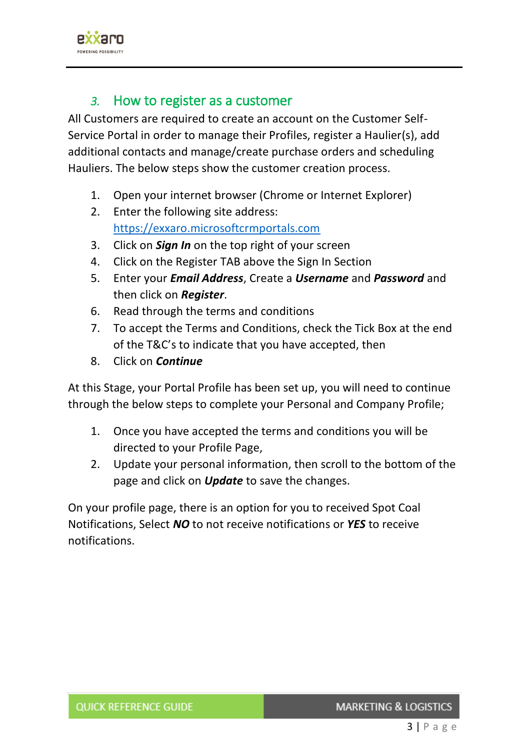## 3. How to register as a customer

All Customers are required to create an account on the Customer Self-Service Portal in order to manage their Profiles, register a Haulier(s), add additional contacts and manage/create purchase orders and scheduling Hauliers. The below steps show the customer creation process.

1. Open your internet browser (Chrome or Internet Explorer)
2. Enter the following site address: https://exxaro.microsoftcrmportals.com
3. Click on ***Sign In*** on the top right of your screen
4. Click on the Register TAB above the Sign In Section
5. Enter your ***Email Address***, Create a ***Username*** and ***Password*** and then click on ***Register***.
6. Read through the terms and conditions
7. To accept the Terms and Conditions, check the Tick Box at the end of the T&C's to indicate that you have accepted, then
8. Click on ***Continue***

At this Stage, your Portal Profile has been set up, you will need to continue through the below steps to complete your Personal and Company Profile;

1. Once you have accepted the terms and conditions you will be directed to your Profile Page,
2. Update your personal information, then scroll to the bottom of the page and click on ***Update*** to save the changes.

On your profile page, there is an option for you to received Spot Coal Notifications, Select ***NO*** to not receive notifications or ***YES*** to receive notifications.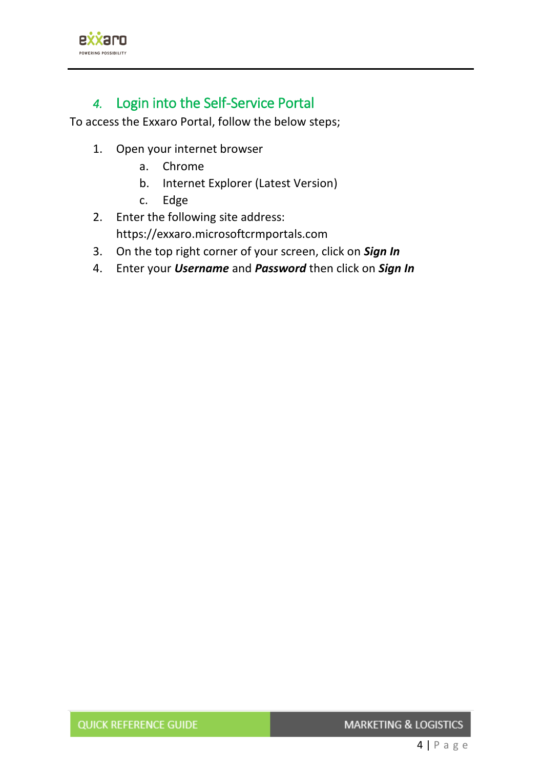## 4. Login into the Self-Service Portal

To access the Exxaro Portal, follow the below steps;

1. Open your internet browser
   a. Chrome
   b. Internet Explorer (Latest Version)
   c. Edge
2. Enter the following site address: https://exxaro.microsoftcrmportals.com
3. On the top right corner of your screen, click on ***Sign In***
4. Enter your ***Username*** and ***Password*** then click on ***Sign In***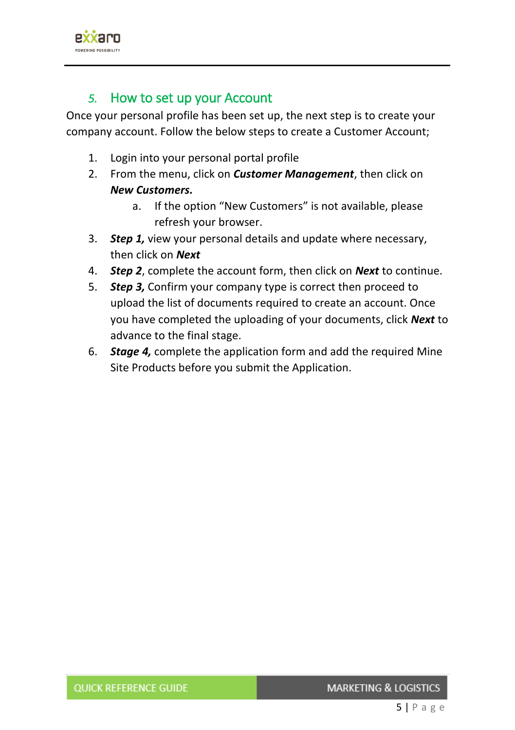## 5. How to set up your Account

Once your personal profile has been set up, the next step is to create your company account. Follow the below steps to create a Customer Account;

1. Login into your personal portal profile
2. From the menu, click on ***Customer Management***, then click on ***New Customers.***
    a. If the option "New Customers" is not available, please refresh your browser.
3. ***Step 1,*** view your personal details and update where necessary, then click on ***Next***
4. ***Step 2***, complete the account form, then click on ***Next*** to continue.
5. ***Step 3,*** Confirm your company type is correct then proceed to upload the list of documents required to create an account. Once you have completed the uploading of your documents, click ***Next*** to advance to the final stage.
6. ***Stage 4,*** complete the application form and add the required Mine Site Products before you submit the Application.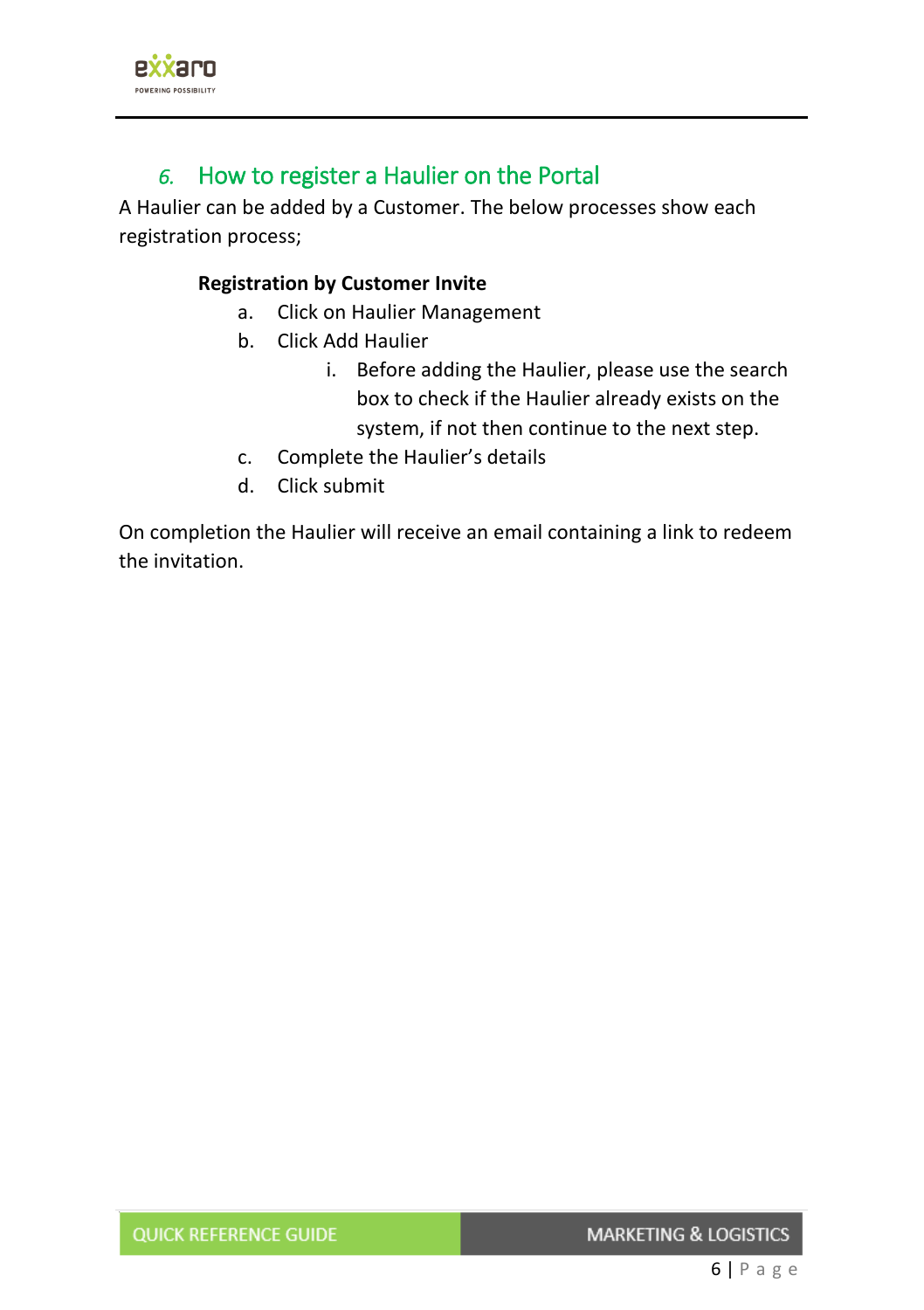## 6. How to register a Haulier on the Portal

A Haulier can be added by a Customer. The below processes show each registration process;

**Registration by Customer Invite**

a. Click on Haulier Management
b. Click Add Haulier
   i. Before adding the Haulier, please use the search box to check if the Haulier already exists on the system, if not then continue to the next step.
c. Complete the Haulier's details
d. Click submit

On completion the Haulier will receive an email containing a link to redeem the invitation.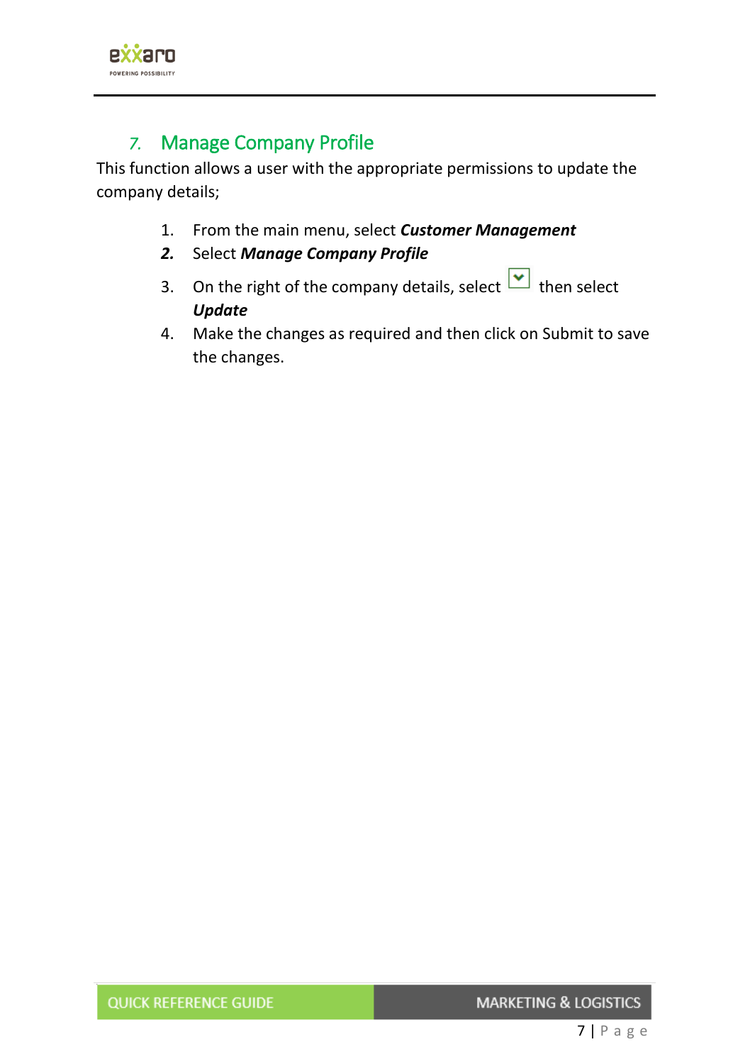## 7. Manage Company Profile

This function allows a user with the appropriate permissions to update the company details;

1. From the main menu, select ***Customer Management***
2. Select ***Manage Company Profile***
3. On the right of the company details, select then select ***Update***
4. Make the changes as required and then click on Submit to save the changes.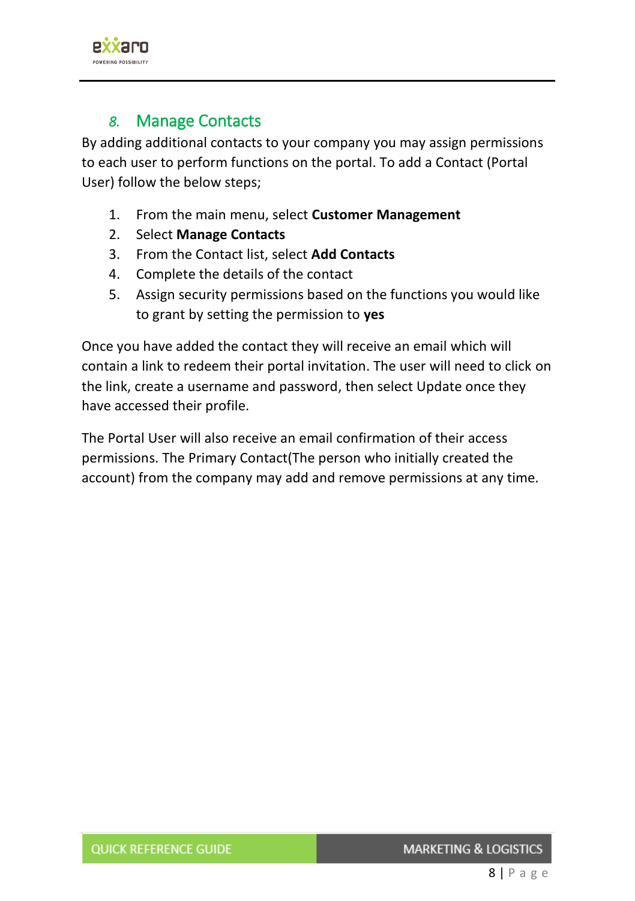## 8. Manage Contacts

By adding additional contacts to your company you may assign permissions to each user to perform functions on the portal. To add a Contact (Portal User) follow the below steps;

1. From the main menu, select **Customer Management**
2. Select **Manage Contacts**
3. From the Contact list, select **Add Contacts**
4. Complete the details of the contact
5. Assign security permissions based on the functions you would like to grant by setting the permission to **yes**

Once you have added the contact they will receive an email which will contain a link to redeem their portal invitation. The user will need to click on the link, create a username and password, then select Update once they have accessed their profile.

The Portal User will also receive an email confirmation of their access permissions. The Primary Contact(The person who initially created the account) from the company may add and remove permissions at any time.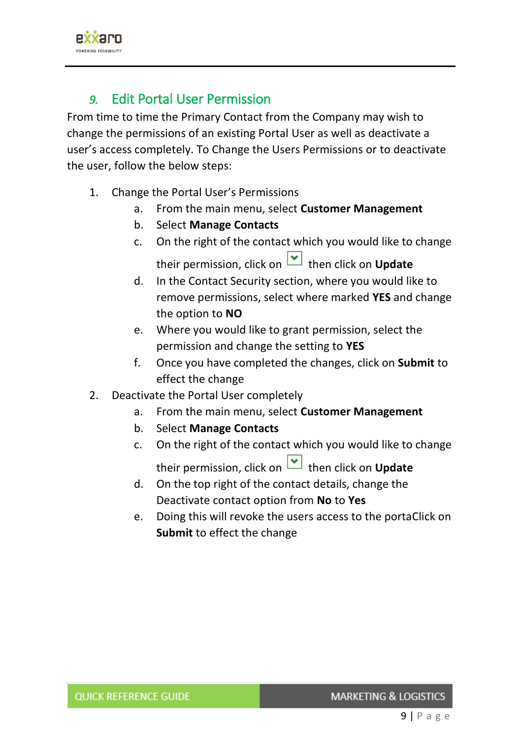## 9. Edit Portal User Permission

From time to time the Primary Contact from the Company may wish to change the permissions of an existing Portal User as well as deactivate a user's access completely. To Change the Users Permissions or to deactivate the user, follow the below steps:

1. Change the Portal User's Permissions
   a. From the main menu, select **Customer Management**
   b. Select **Manage Contacts**
   c. On the right of the contact which you would like to change their permission, click on ☑ then click on **Update**
   d. In the Contact Security section, where you would like to remove permissions, select where marked **YES** and change the option to **NO**
   e. Where you would like to grant permission, select the permission and change the setting to **YES**
   f. Once you have completed the changes, click on **Submit** to effect the change
2. Deactivate the Portal User completely
   a. From the main menu, select **Customer Management**
   b. Select **Manage Contacts**
   c. On the right of the contact which you would like to change their permission, click on ☑ then click on **Update**
   d. On the top right of the contact details, change the Deactivate contact option from **No** to **Yes**
   e. Doing this will revoke the users access to the portaClick on **Submit** to effect the change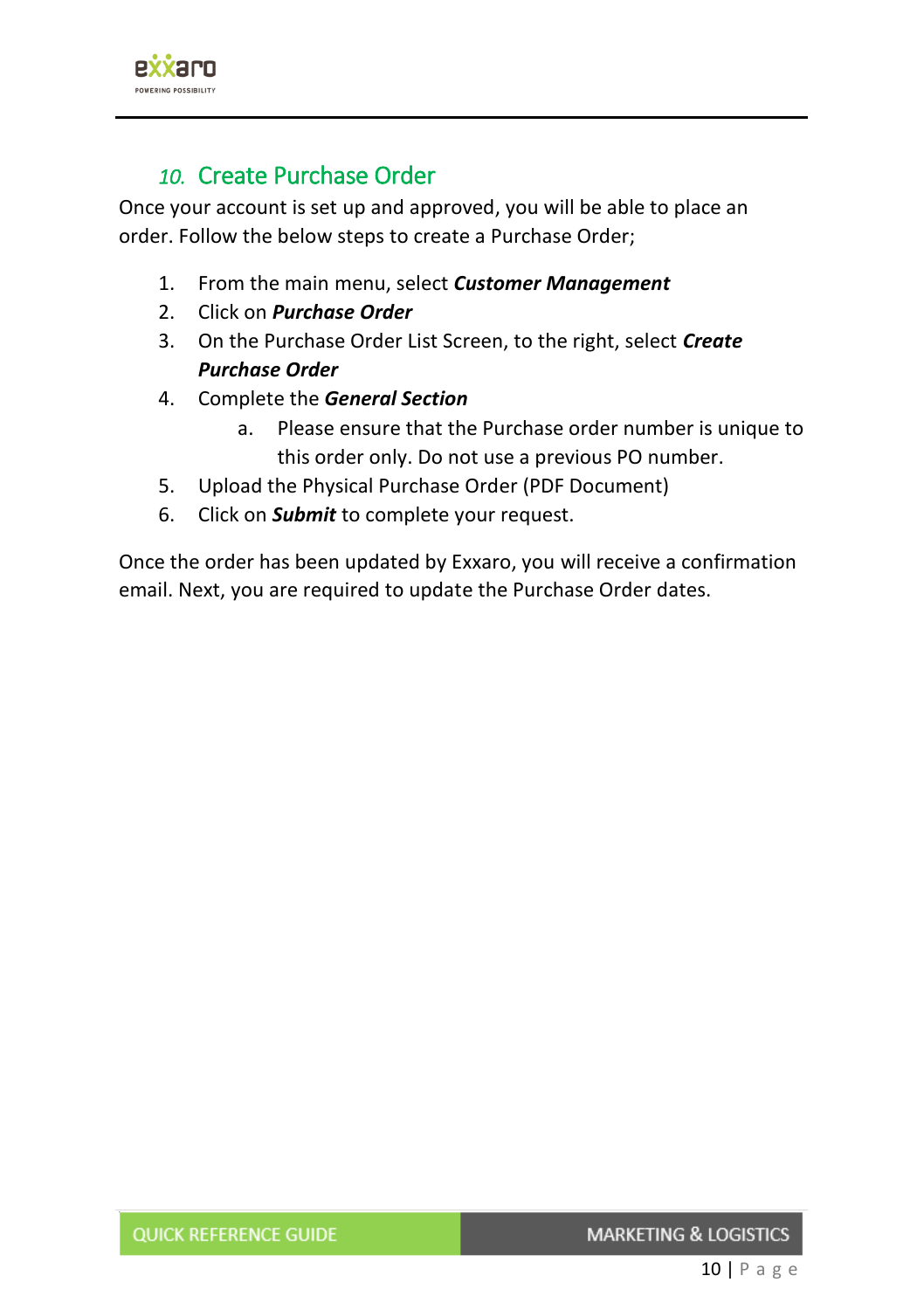## 10. Create Purchase Order

Once your account is set up and approved, you will be able to place an order. Follow the below steps to create a Purchase Order;

1. From the main menu, select ***Customer Management***
2. Click on ***Purchase Order***
3. On the Purchase Order List Screen, to the right, select ***Create Purchase Order***
4. Complete the ***General Section***
   a. Please ensure that the Purchase order number is unique to this order only. Do not use a previous PO number.
5. Upload the Physical Purchase Order (PDF Document)
6. Click on ***Submit*** to complete your request.

Once the order has been updated by Exxaro, you will receive a confirmation email. Next, you are required to update the Purchase Order dates.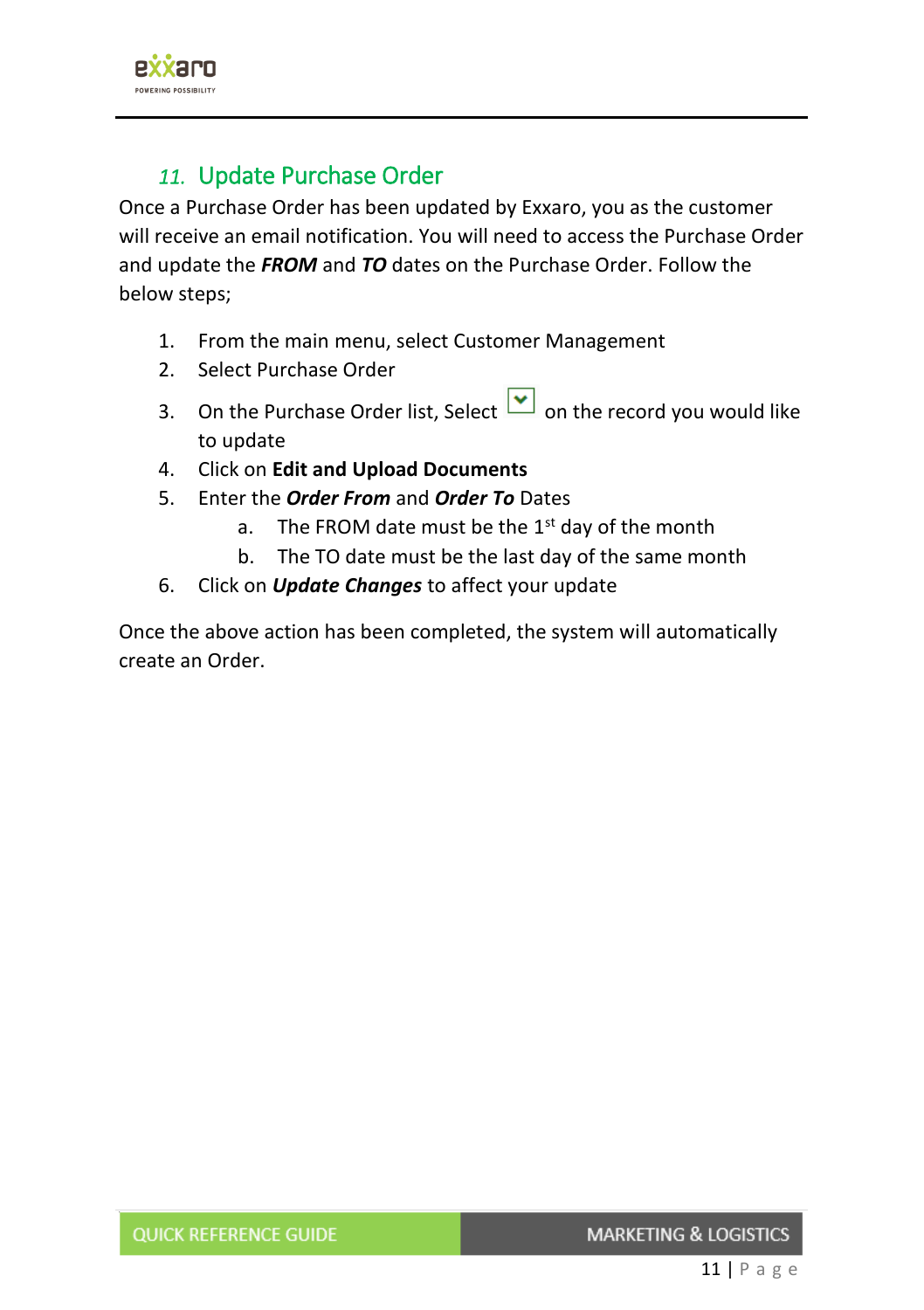## 11. Update Purchase Order

Once a Purchase Order has been updated by Exxaro, you as the customer will receive an email notification. You will need to access the Purchase Order and update the ***FROM*** and ***TO*** dates on the Purchase Order. Follow the below steps;

1. From the main menu, select Customer Management
2. Select Purchase Order
3. On the Purchase Order list, Select on the record you would like to update
4. Click on **Edit and Upload Documents**
5. Enter the ***Order From*** and ***Order To*** Dates
   a. The FROM date must be the 1st day of the month
   b. The TO date must be the last day of the same month
6. Click on ***Update Changes*** to affect your update

Once the above action has been completed, the system will automatically create an Order.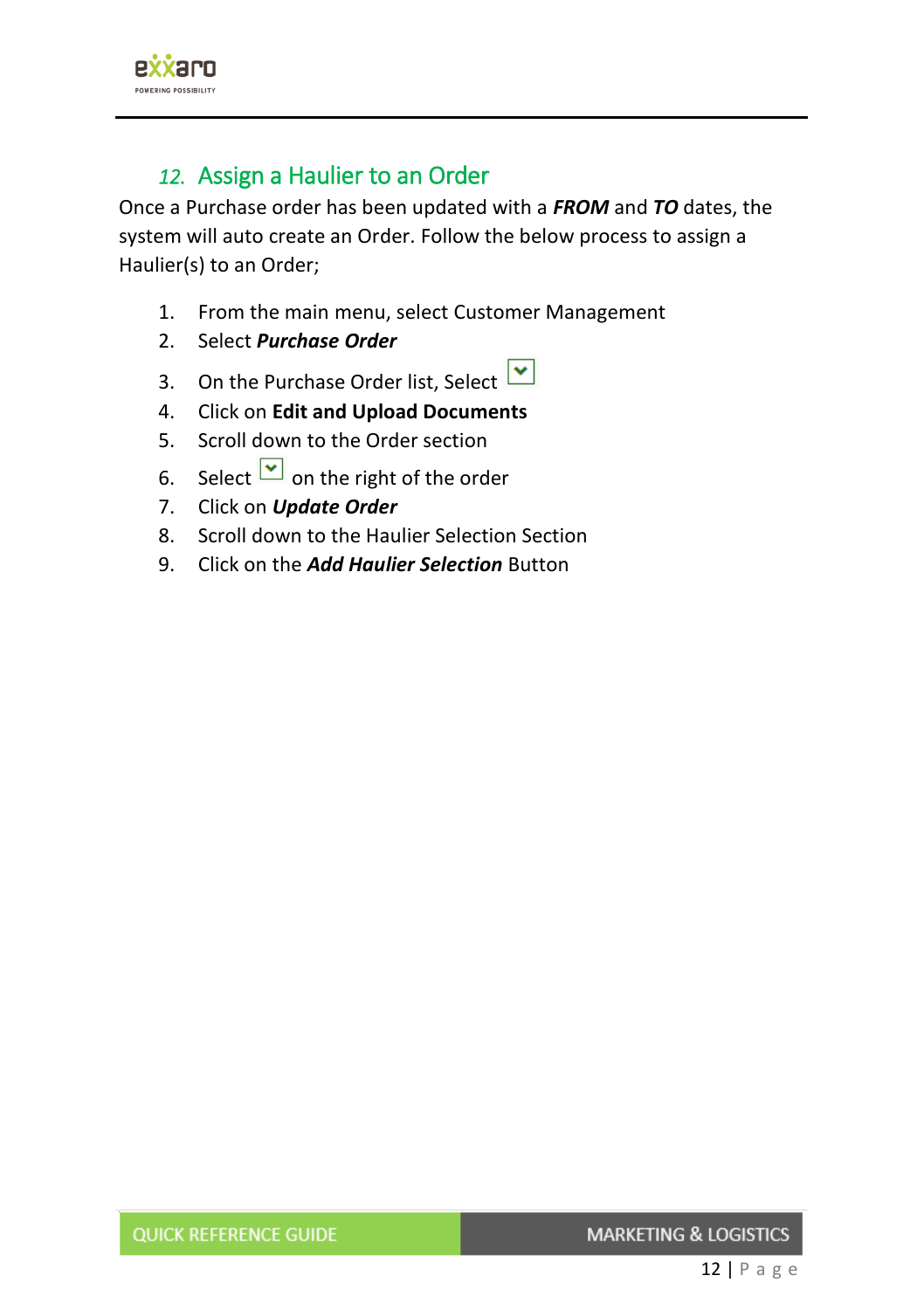## 12. Assign a Haulier to an Order

Once a Purchase order has been updated with a ***FROM*** and ***TO*** dates, the system will auto create an Order. Follow the below process to assign a Haulier(s) to an Order;

1. From the main menu, select Customer Management
2. Select ***Purchase Order***
3. On the Purchase Order list, Select
4. Click on **Edit and Upload Documents**
5. Scroll down to the Order section
6. Select on the right of the order
7. Click on ***Update Order***
8. Scroll down to the Haulier Selection Section
9. Click on the ***Add Haulier Selection*** Button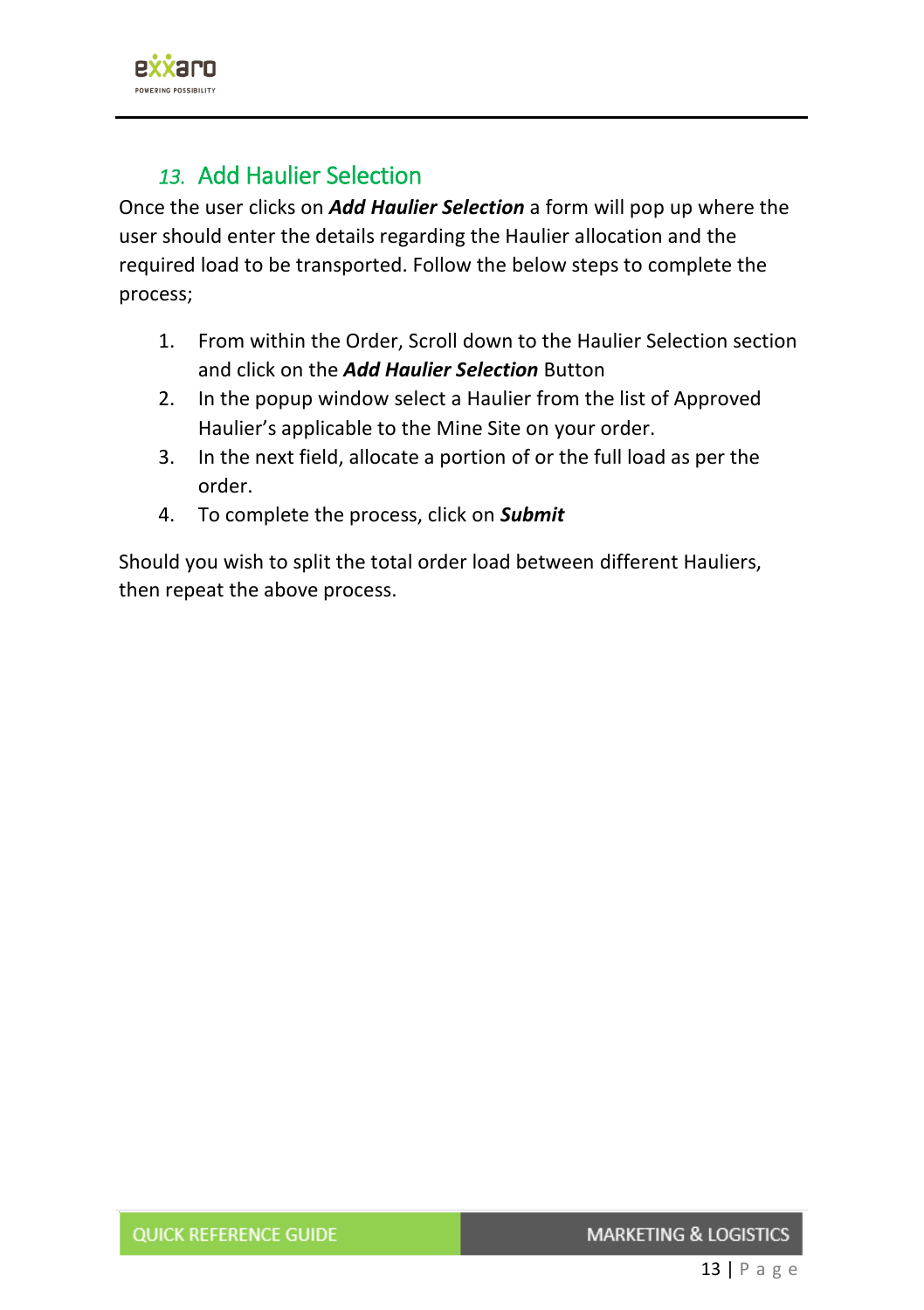## *13.* Add Haulier Selection

Once the user clicks on ***Add Haulier Selection*** a form will pop up where the user should enter the details regarding the Haulier allocation and the required load to be transported. Follow the below steps to complete the process;

1. From within the Order, Scroll down to the Haulier Selection section and click on the ***Add Haulier Selection*** Button
2. In the popup window select a Haulier from the list of Approved Haulier's applicable to the Mine Site on your order.
3. In the next field, allocate a portion of or the full load as per the order.
4. To complete the process, click on ***Submit***

Should you wish to split the total order load between different Hauliers, then repeat the above process.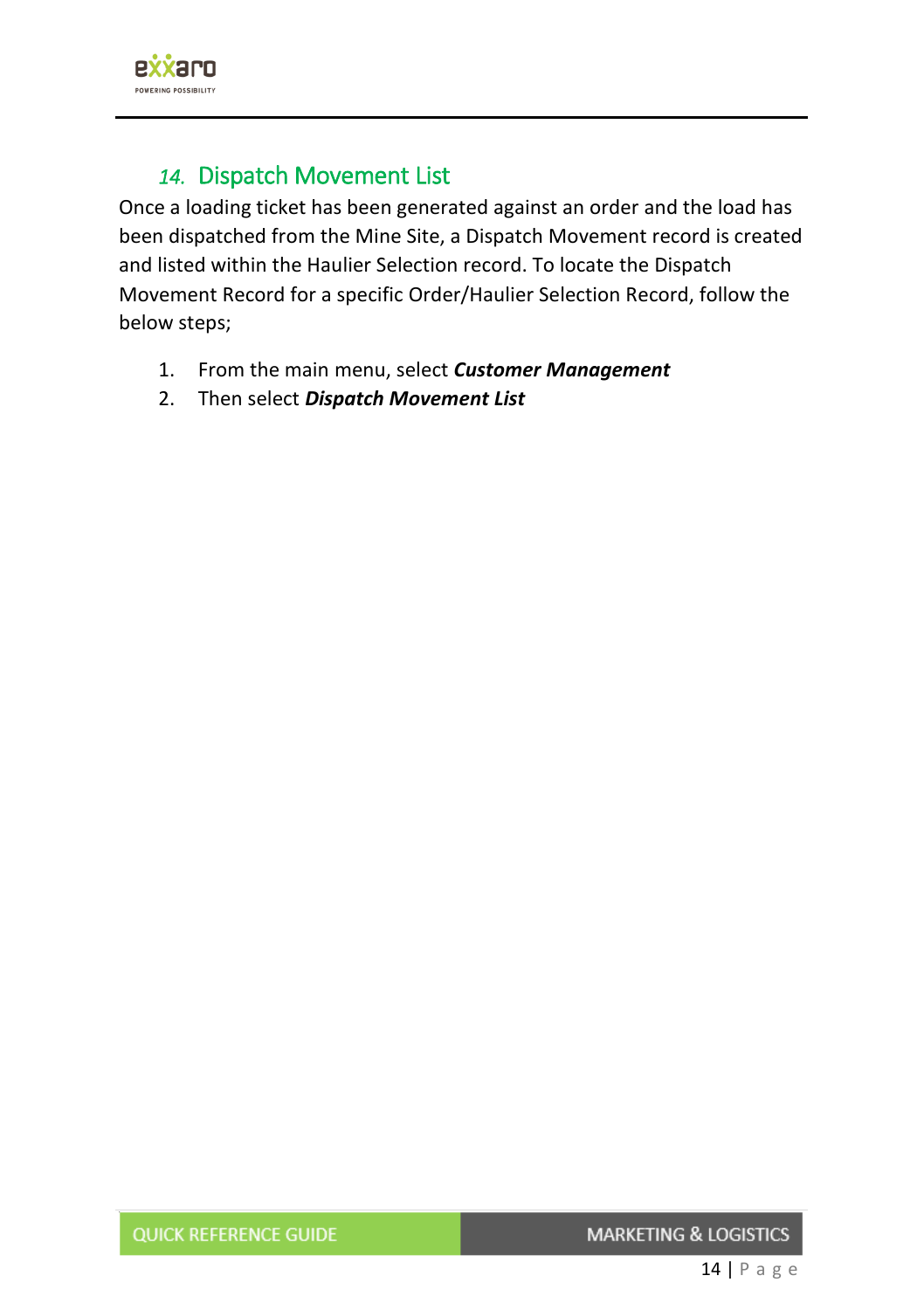## *14.* Dispatch Movement List

Once a loading ticket has been generated against an order and the load has been dispatched from the Mine Site, a Dispatch Movement record is created and listed within the Haulier Selection record. To locate the Dispatch Movement Record for a specific Order/Haulier Selection Record, follow the below steps;

1. From the main menu, select ***Customer Management***
2. Then select ***Dispatch Movement List***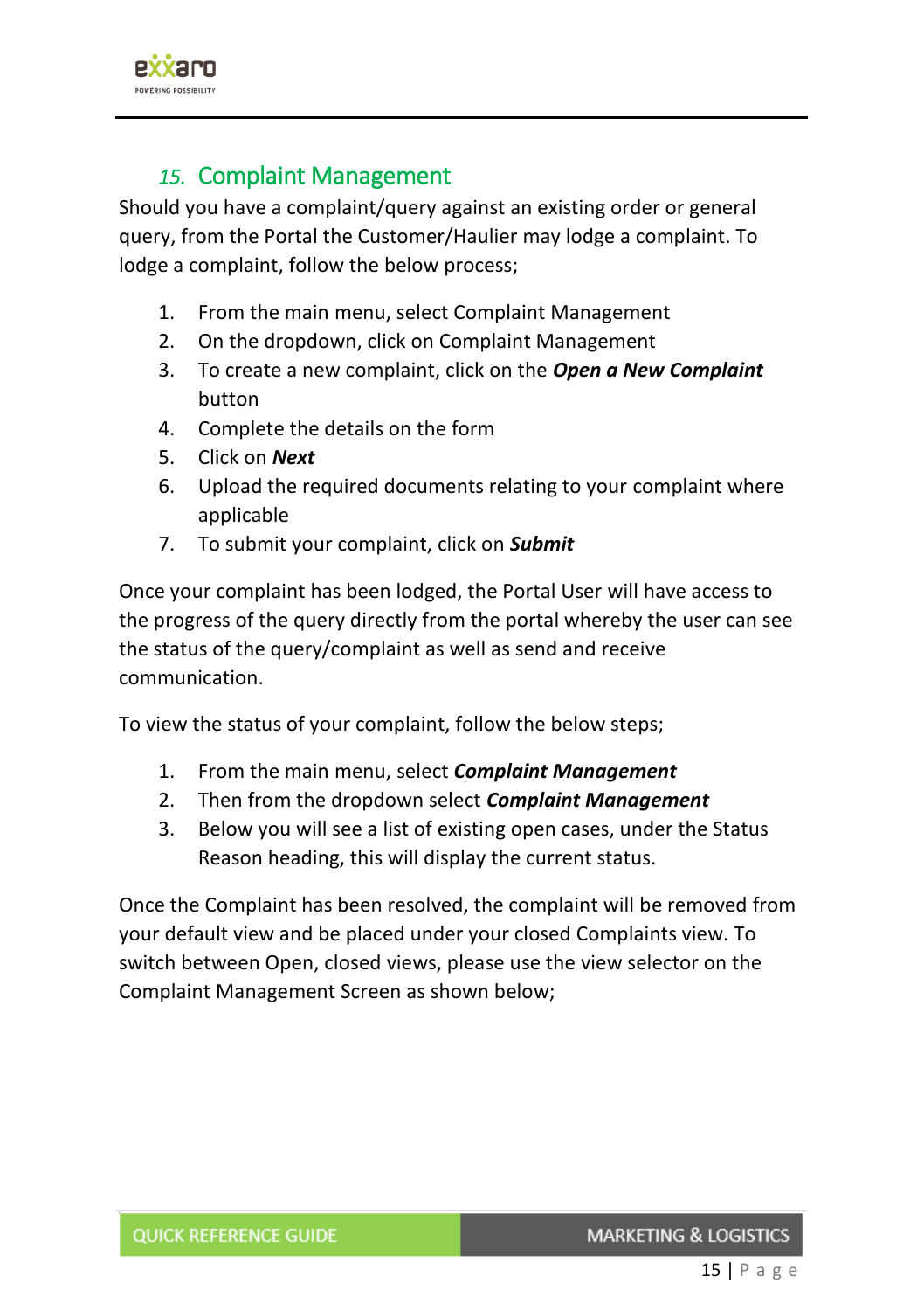## 15. Complaint Management

Should you have a complaint/query against an existing order or general query, from the Portal the Customer/Haulier may lodge a complaint. To lodge a complaint, follow the below process;

1. From the main menu, select Complaint Management
2. On the dropdown, click on Complaint Management
3. To create a new complaint, click on the ***Open a New Complaint*** button
4. Complete the details on the form
5. Click on ***Next***
6. Upload the required documents relating to your complaint where applicable
7. To submit your complaint, click on ***Submit***

Once your complaint has been lodged, the Portal User will have access to the progress of the query directly from the portal whereby the user can see the status of the query/complaint as well as send and receive communication.

To view the status of your complaint, follow the below steps;

1. From the main menu, select ***Complaint Management***
2. Then from the dropdown select ***Complaint Management***
3. Below you will see a list of existing open cases, under the Status Reason heading, this will display the current status.

Once the Complaint has been resolved, the complaint will be removed from your default view and be placed under your closed Complaints view. To switch between Open, closed views, please use the view selector on the Complaint Management Screen as shown below;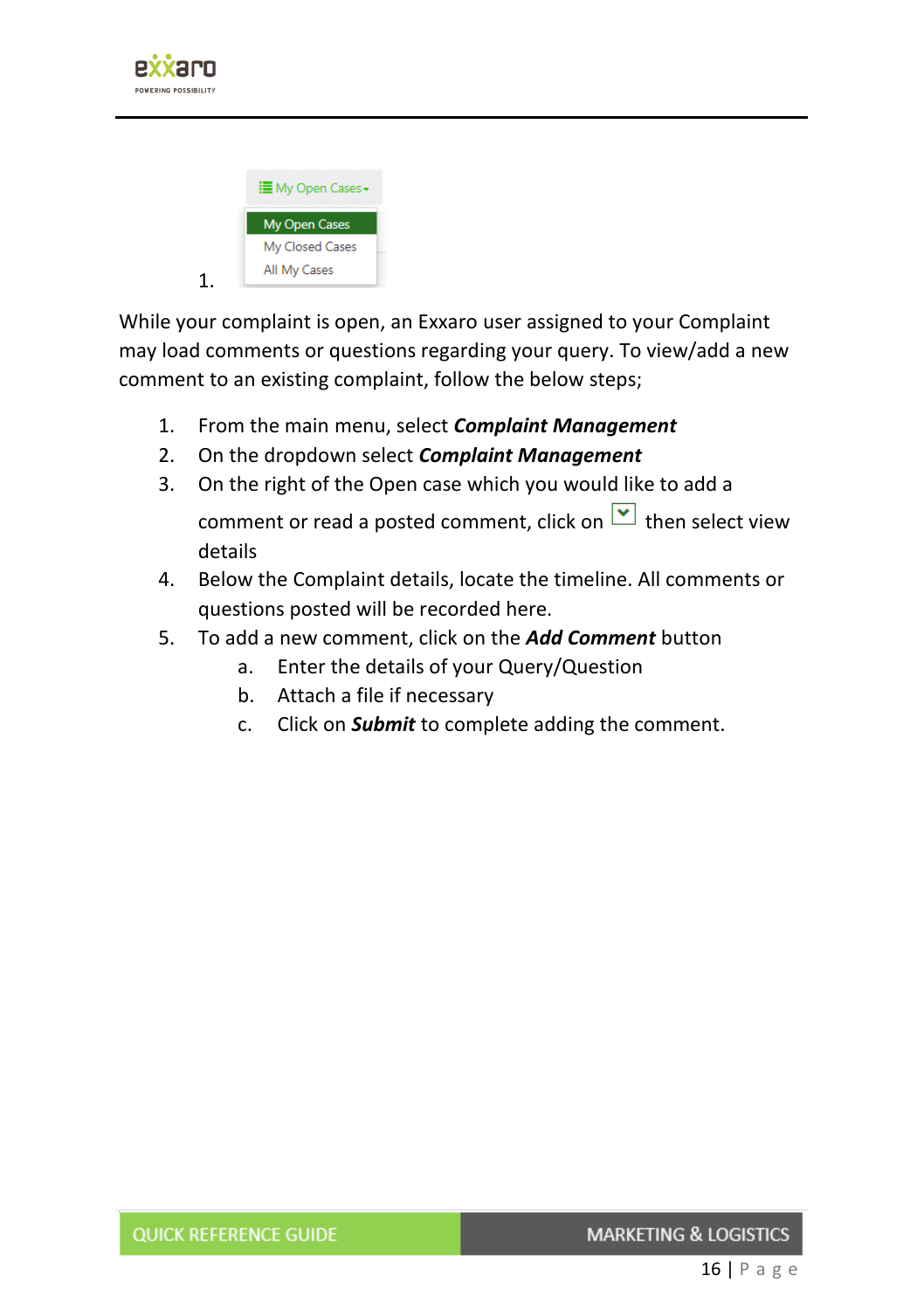1.

While your complaint is open, an Exxaro user assigned to your Complaint may load comments or questions regarding your query. To view/add a new comment to an existing complaint, follow the below steps;

1. From the main menu, select ***Complaint Management***
2. On the dropdown select ***Complaint Management***
3. On the right of the Open case which you would like to add a comment or read a posted comment, click on then select view details
4. Below the Complaint details, locate the timeline. All comments or questions posted will be recorded here.
5. To add a new comment, click on the ***Add Comment*** button
    a. Enter the details of your Query/Question
    b. Attach a file if necessary
    c. Click on ***Submit*** to complete adding the comment.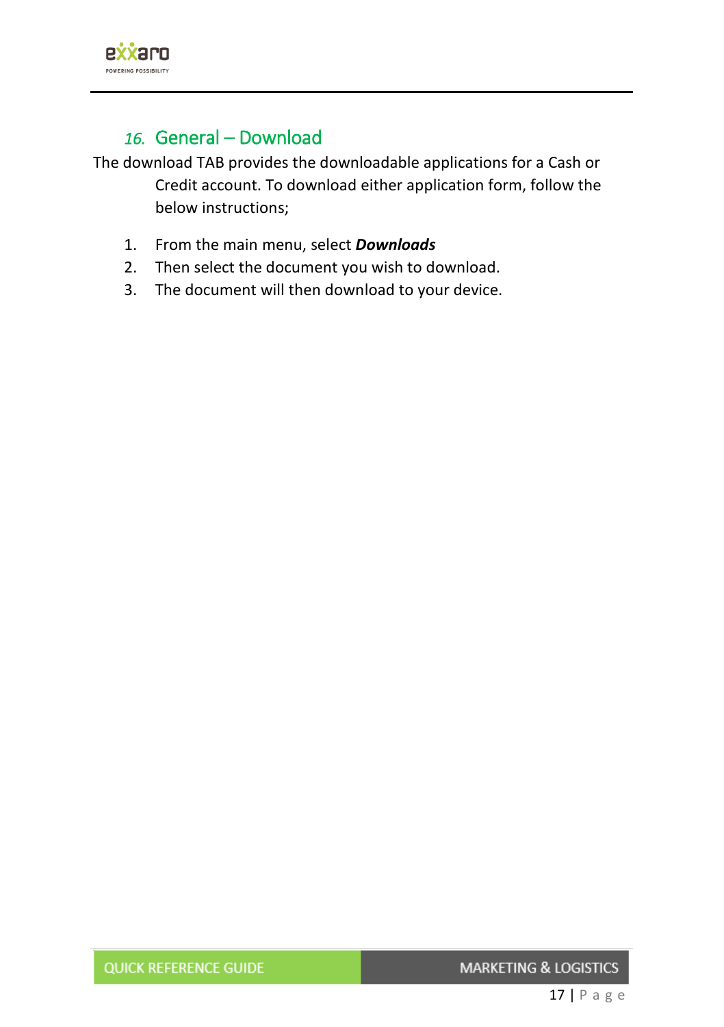## 16. General – Download

The download TAB provides the downloadable applications for a Cash or Credit account. To download either application form, follow the below instructions;

1. From the main menu, select ***Downloads***
2. Then select the document you wish to download.
3. The document will then download to your device.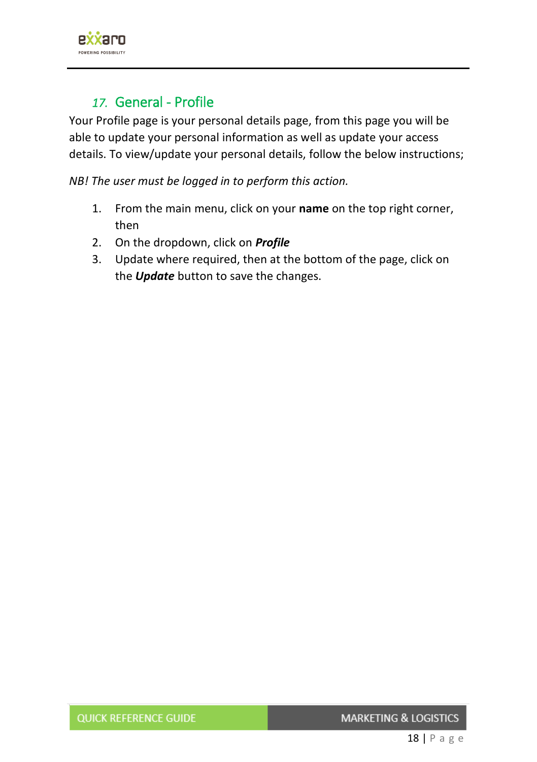## 17. General - Profile

Your Profile page is your personal details page, from this page you will be able to update your personal information as well as update your access details. To view/update your personal details, follow the below instructions;

*NB! The user must be logged in to perform this action.*

1. From the main menu, click on your **name** on the top right corner, then
2. On the dropdown, click on ***Profile***
3. Update where required, then at the bottom of the page, click on the ***Update*** button to save the changes.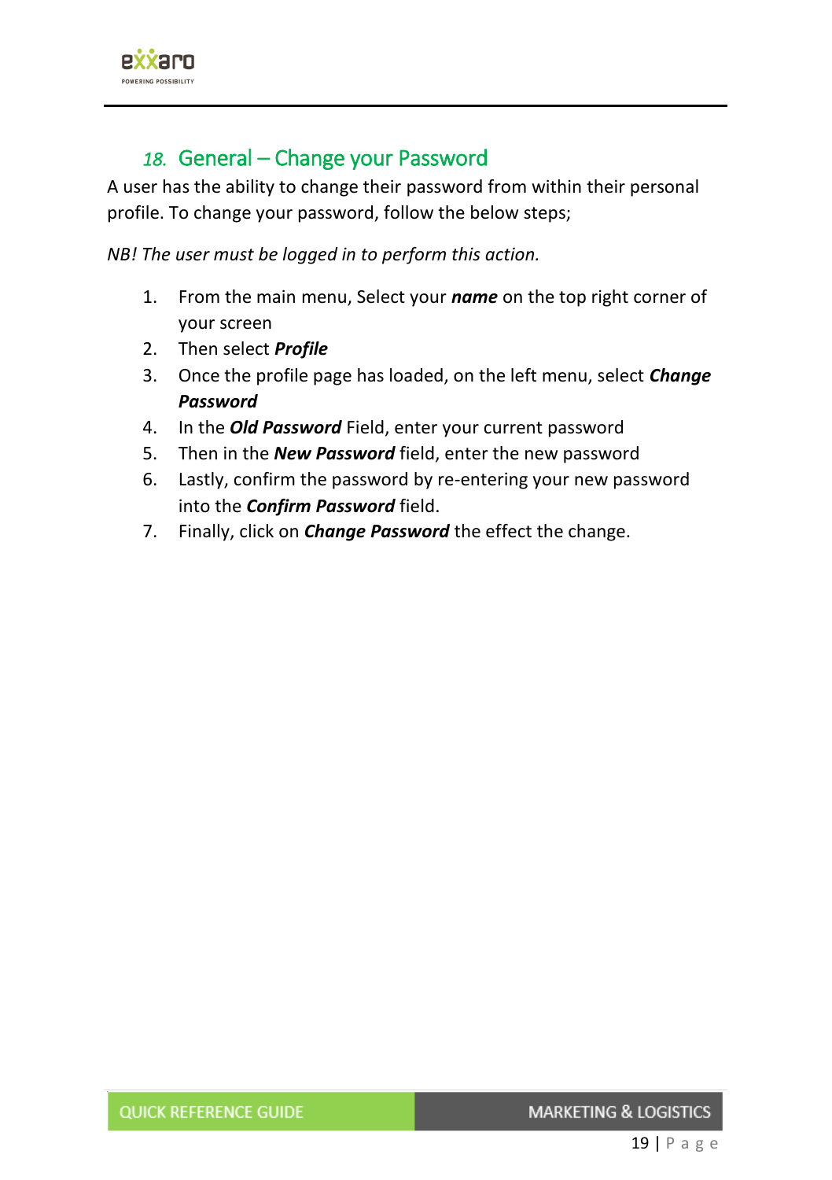## 18. General – Change your Password

A user has the ability to change their password from within their personal profile. To change your password, follow the below steps;

*NB! The user must be logged in to perform this action.*

1. From the main menu, Select your ***name*** on the top right corner of your screen
2. Then select ***Profile***
3. Once the profile page has loaded, on the left menu, select ***Change Password***
4. In the ***Old Password*** Field, enter your current password
5. Then in the ***New Password*** field, enter the new password
6. Lastly, confirm the password by re-entering your new password into the ***Confirm Password*** field.
7. Finally, click on ***Change Password*** the effect the change.